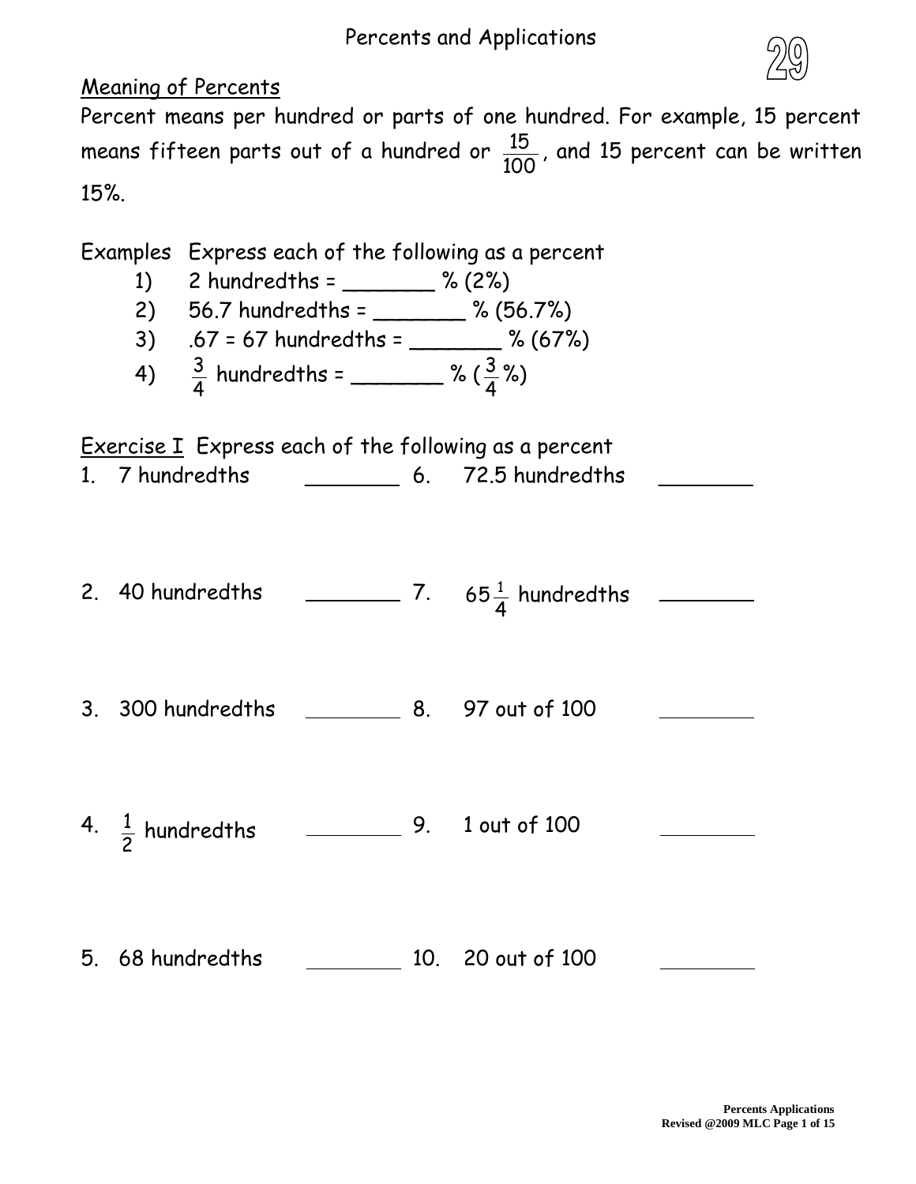# Percents and Applications

29

## Meaning of Percents

Percent means per hundred or parts of one hundred. For example, 15 percent means fifteen parts out of a hundred or $\frac{15}{100}$, and 15 percent can be written 15%.

Examples Express each of the following as a percent

1) 2 hundredths = _______ % (2%)
2) 56.7 hundredths = _______ % (56.7%)
3) .67 = 67 hundredths = _______ % (67%)
4) $\frac{3}{4}$ hundredths = _______ % ($\frac{3}{4}$%)

Exercise I Express each of the following as a percent

1. 7 hundredths _______
2. 40 hundredths _______
3. 300 hundredths _______
4. $\frac{1}{2}$ hundredths _______
5. 68 hundredths _______
6. 72.5 hundredths _______
7. $65\frac{1}{4}$ hundredths _______
8. 97 out of 100 _______
9. 1 out of 100 _______
10. 20 out of 100 _______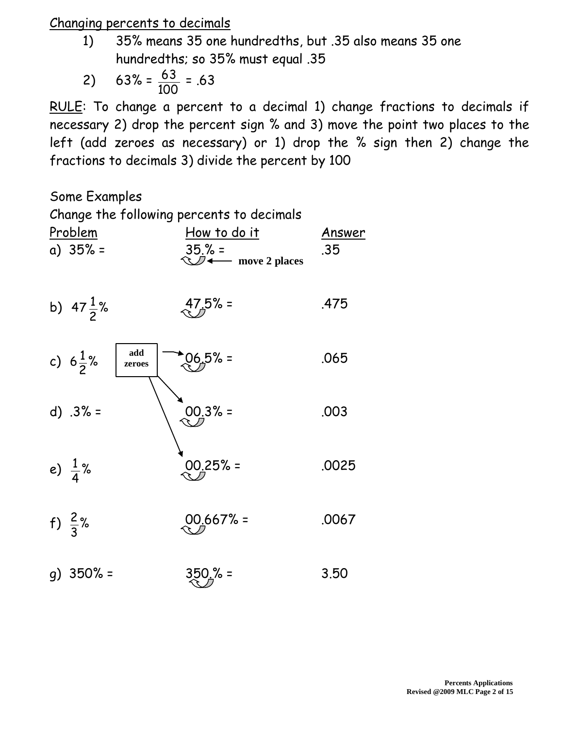Changing percents to decimals

1) 35% means 35 one hundredths, but .35 also means 35 one hundredths; so 35% must equal .35

2) $63\% = \frac{63}{100} = .63$

RULE: To change a percent to a decimal 1) change fractions to decimals if necessary 2) drop the percent sign % and 3) move the point two places to the left (add zeroes as necessary) or 1) drop the % sign then 2) change the fractions to decimals 3) divide the percent by 100

Some Examples

Change the following percents to decimals

| Problem | How to do it | Answer |
| --- | --- | --- |
| a) 35% = | 35.% = (move 2 places) | .35 |
| b) $47\frac{1}{2}\%$ | 47.5% = | .475 |
| c) $6\frac{1}{2}\%$ | 06.5% = (add zeroes) | .065 |
| d) .3% = | 00.3% = (add zeroes) | .003 |
| e) $\frac{1}{4}\%$ | 00.25% = (add zeroes) | .0025 |
| f) $\frac{2}{3}\%$ | 00.667% = | .0067 |
| g) 350% = | 350.% = | 3.50 |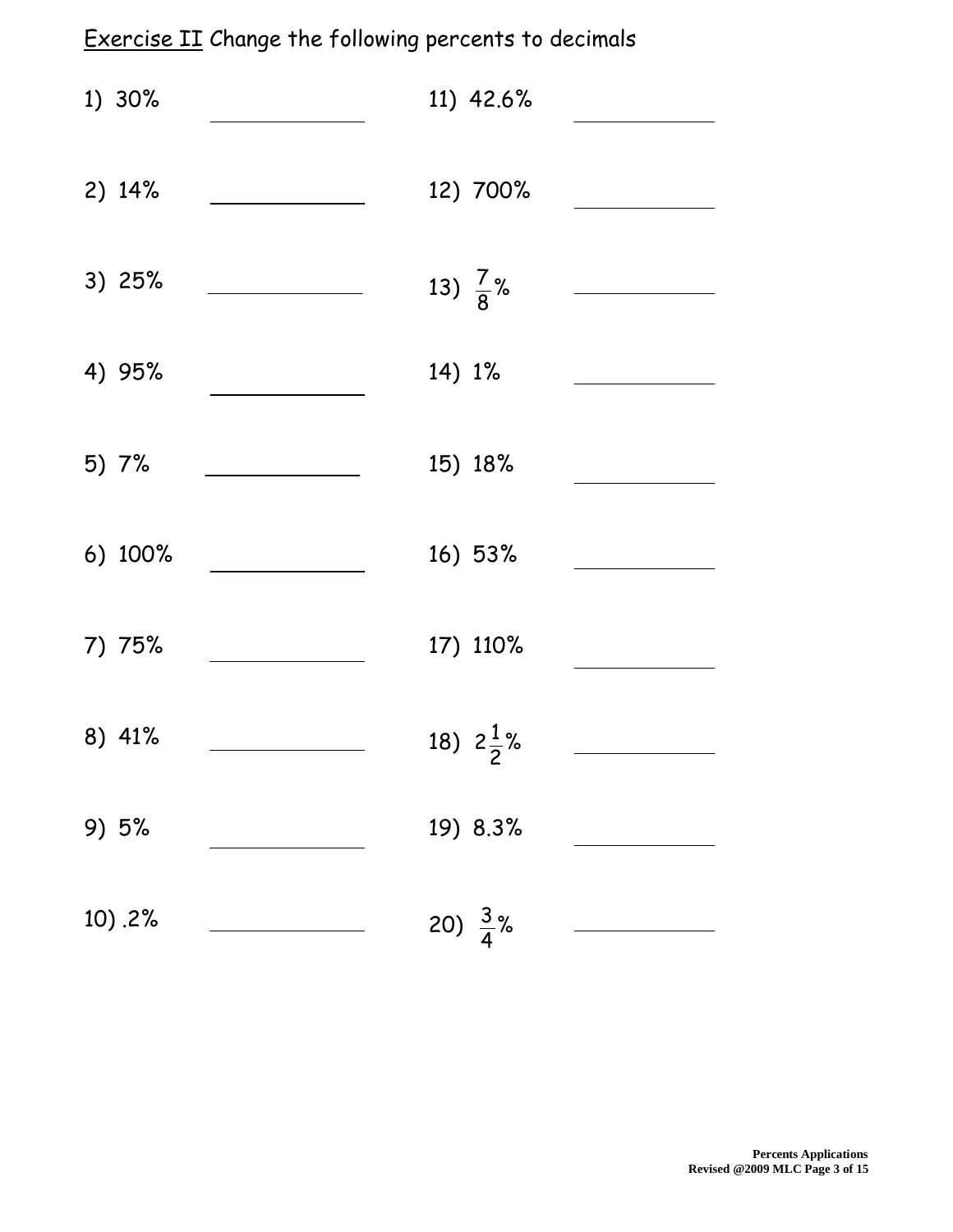Exercise II Change the following percents to decimals

1) 30% \_\_\_\_\_\_\_\_\_\_

2) 14% \_\_\_\_\_\_\_\_\_\_

3) 25% \_\_\_\_\_\_\_\_\_\_

4) 95% \_\_\_\_\_\_\_\_\_\_

5) 7% \_\_\_\_\_\_\_\_\_\_

6) 100% \_\_\_\_\_\_\_\_\_\_

7) 75% \_\_\_\_\_\_\_\_\_\_

8) 41% \_\_\_\_\_\_\_\_\_\_

9) 5% \_\_\_\_\_\_\_\_\_\_

10) .2% \_\_\_\_\_\_\_\_\_\_

11) 42.6% \_\_\_\_\_\_\_\_\_\_

12) 700% \_\_\_\_\_\_\_\_\_\_

13) $\frac{7}{8}$% \_\_\_\_\_\_\_\_\_\_

14) 1% \_\_\_\_\_\_\_\_\_\_

15) 18% \_\_\_\_\_\_\_\_\_\_

16) 53% \_\_\_\_\_\_\_\_\_\_

17) 110% \_\_\_\_\_\_\_\_\_\_

18) $2\frac{1}{2}$% \_\_\_\_\_\_\_\_\_\_

19) 8.3% \_\_\_\_\_\_\_\_\_\_

20) $\frac{3}{4}$% \_\_\_\_\_\_\_\_\_\_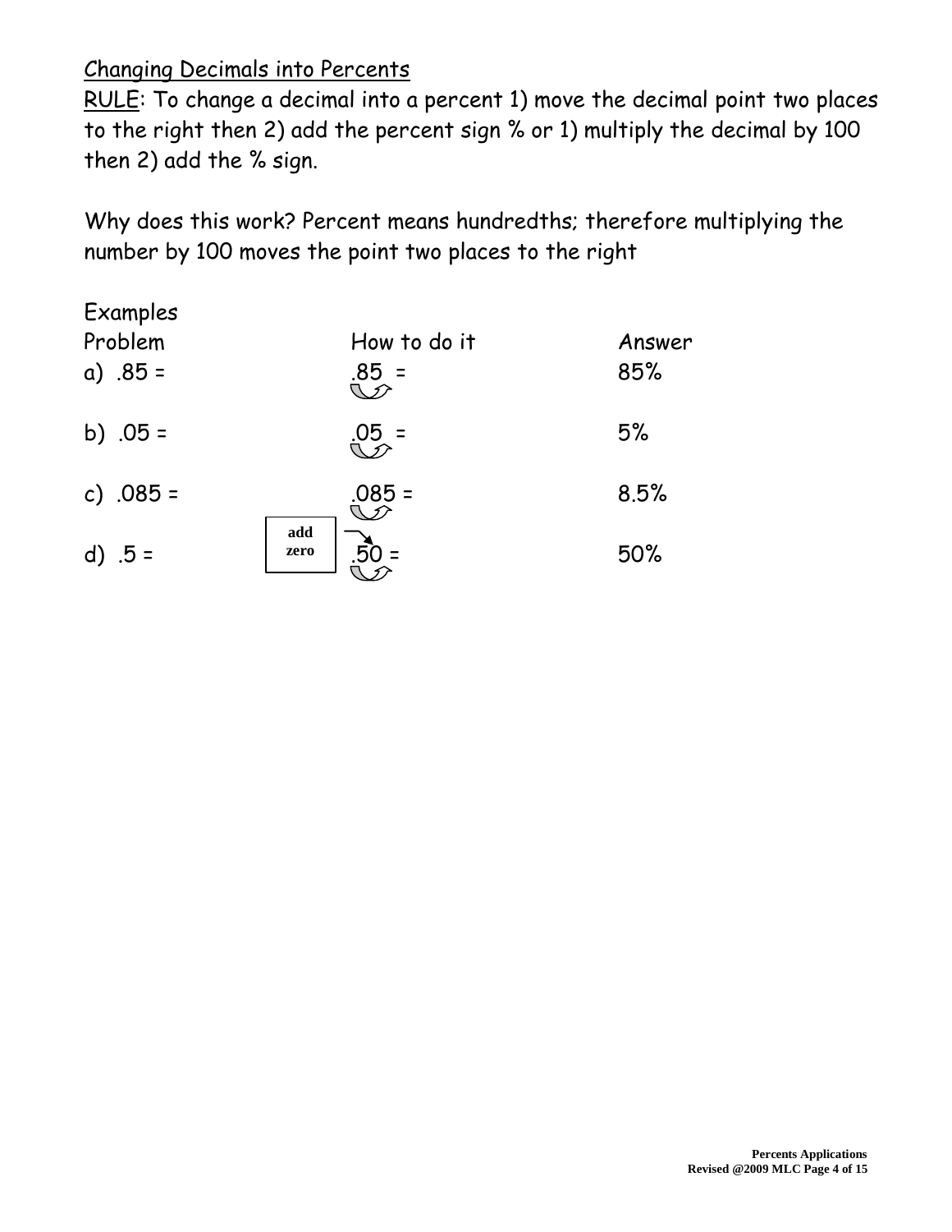## Changing Decimals into Percents

RULE: To change a decimal into a percent 1) move the decimal point two places to the right then 2) add the percent sign % or 1) multiply the decimal by 100 then 2) add the % sign.

Why does this work? Percent means hundredths; therefore multiplying the number by 100 moves the point two places to the right

Examples

| Problem | How to do it | Answer |
|---|---|---|
| a) .85 = | .85 = | 85% |
| b) .05 = | .05 = | 5% |
| c) .085 = | .085 = | 8.5% |
| d) .5 = | add zero .50 = | 50% |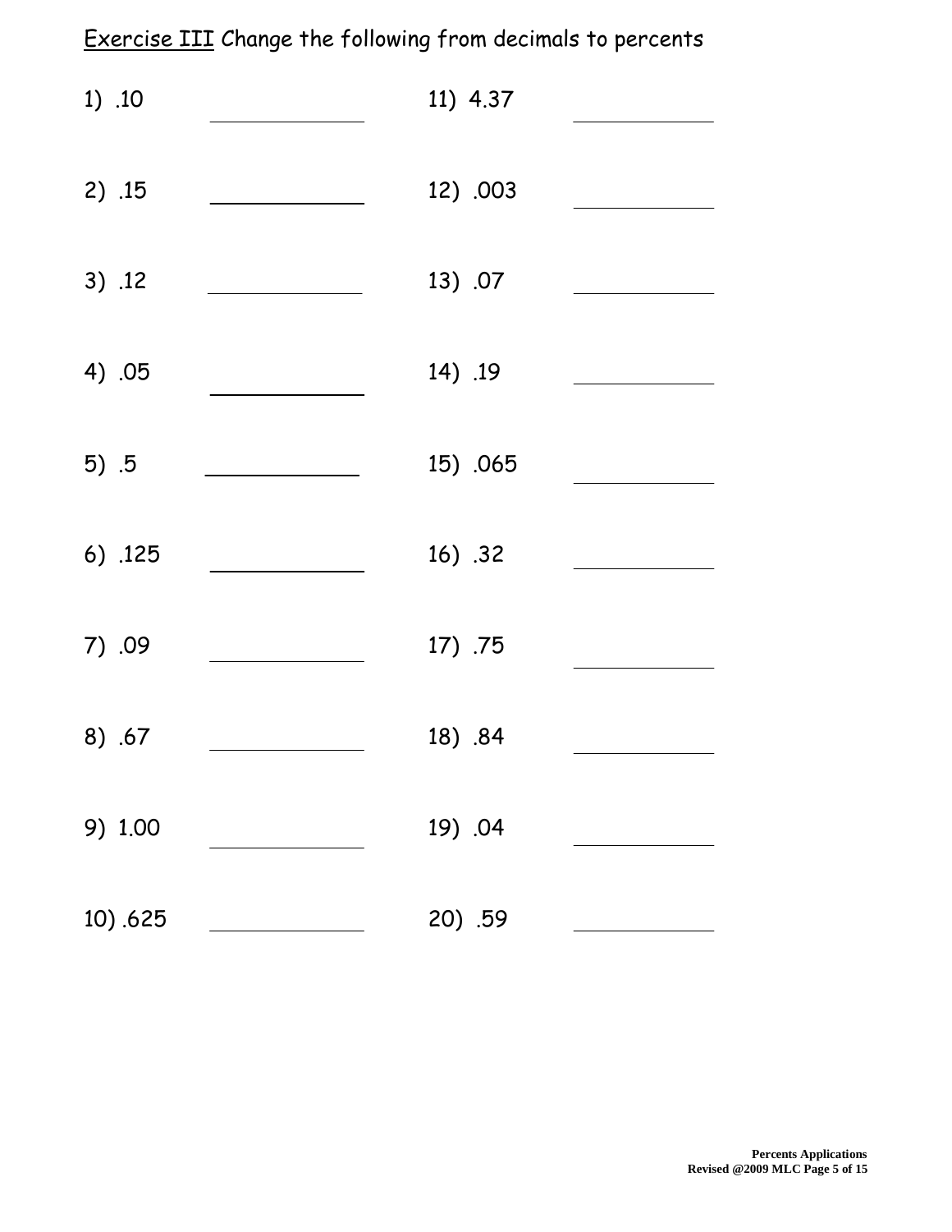Exercise III Change the following from decimals to percents

1) .10 \_\_\_\_\_\_\_\_\_\_

2) .15 \_\_\_\_\_\_\_\_\_\_

3) .12 \_\_\_\_\_\_\_\_\_\_

4) .05 \_\_\_\_\_\_\_\_\_\_

5) .5 \_\_\_\_\_\_\_\_\_\_

6) .125 \_\_\_\_\_\_\_\_\_\_

7) .09 \_\_\_\_\_\_\_\_\_\_

8) .67 \_\_\_\_\_\_\_\_\_\_

9) 1.00 \_\_\_\_\_\_\_\_\_\_

10) .625 \_\_\_\_\_\_\_\_\_\_

11) 4.37 \_\_\_\_\_\_\_\_\_\_

12) .003 \_\_\_\_\_\_\_\_\_\_

13) .07 \_\_\_\_\_\_\_\_\_\_

14) .19 \_\_\_\_\_\_\_\_\_\_

15) .065 \_\_\_\_\_\_\_\_\_\_

16) .32 \_\_\_\_\_\_\_\_\_\_

17) .75 \_\_\_\_\_\_\_\_\_\_

18) .84 \_\_\_\_\_\_\_\_\_\_

19) .04 \_\_\_\_\_\_\_\_\_\_

20) .59 \_\_\_\_\_\_\_\_\_\_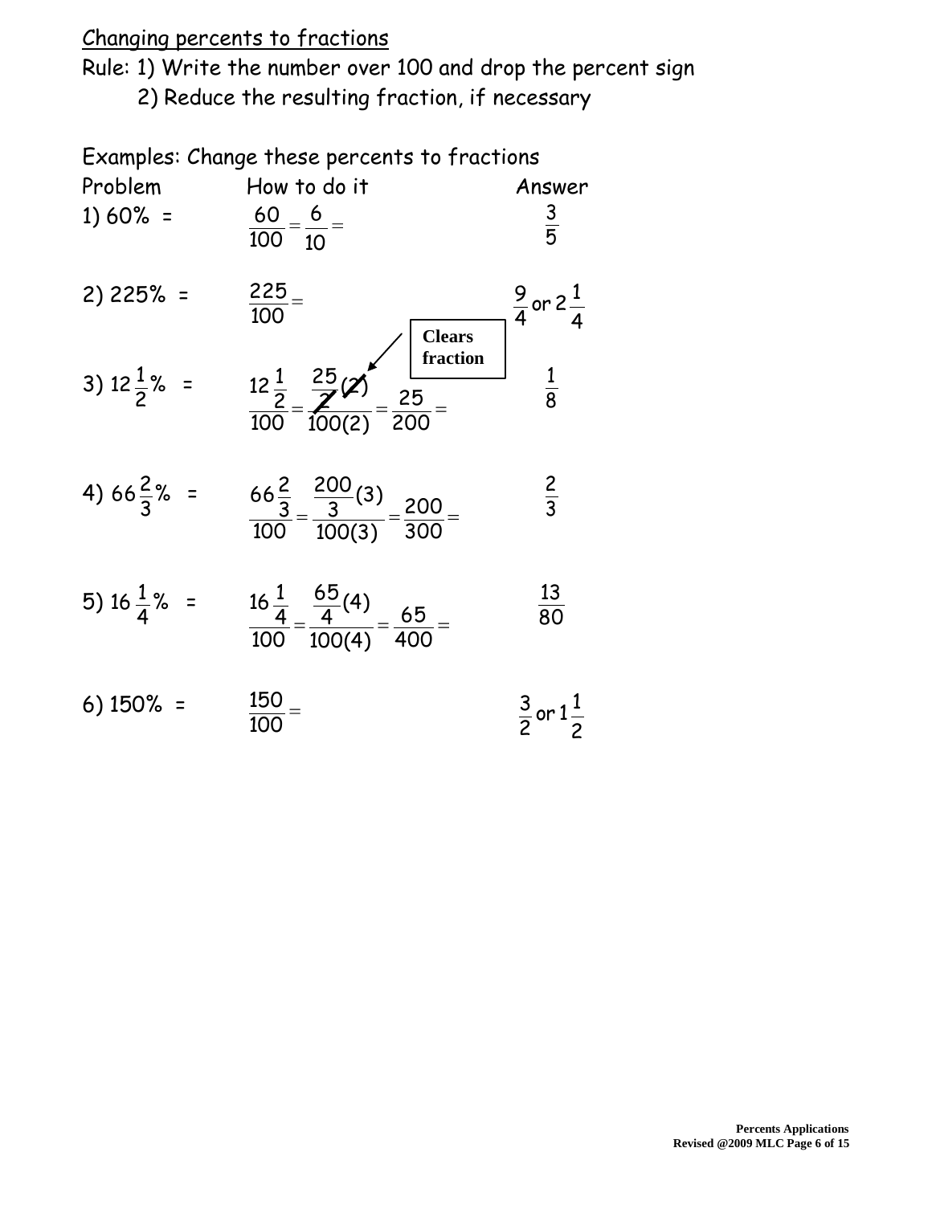## Changing percents to fractions

Rule: 1) Write the number over 100 and drop the percent sign

2) Reduce the resulting fraction, if necessary

Examples: Change these percents to fractions

| Problem | How to do it | Answer |
|---|---|---|
| 1) $60\% =$ | $\frac{60}{100} = \frac{6}{10} =$ | $\frac{3}{5}$ |
| 2) $225\% =$ | $\frac{225}{100} =$ | $\frac{9}{4}$ or $2\frac{1}{4}$ |
| 3) $12\frac{1}{2}\% =$ | $\frac{12\frac{1}{2}}{100} = \frac{\frac{25}{2}(2)}{100(2)} = \frac{25}{200} =$ (Clears fraction) | $\frac{1}{8}$ |
| 4) $66\frac{2}{3}\% =$ | $\frac{66\frac{2}{3}}{100} = \frac{\frac{200}{3}(3)}{100(3)} = \frac{200}{300} =$ | $\frac{2}{3}$ |
| 5) $16\frac{1}{4}\% =$ | $\frac{16\frac{1}{4}}{100} = \frac{\frac{65}{4}(4)}{100(4)} = \frac{65}{400} =$ | $\frac{13}{80}$ |
| 6) $150\% =$ | $\frac{150}{100} =$ | $\frac{3}{2}$ or $1\frac{1}{2}$ |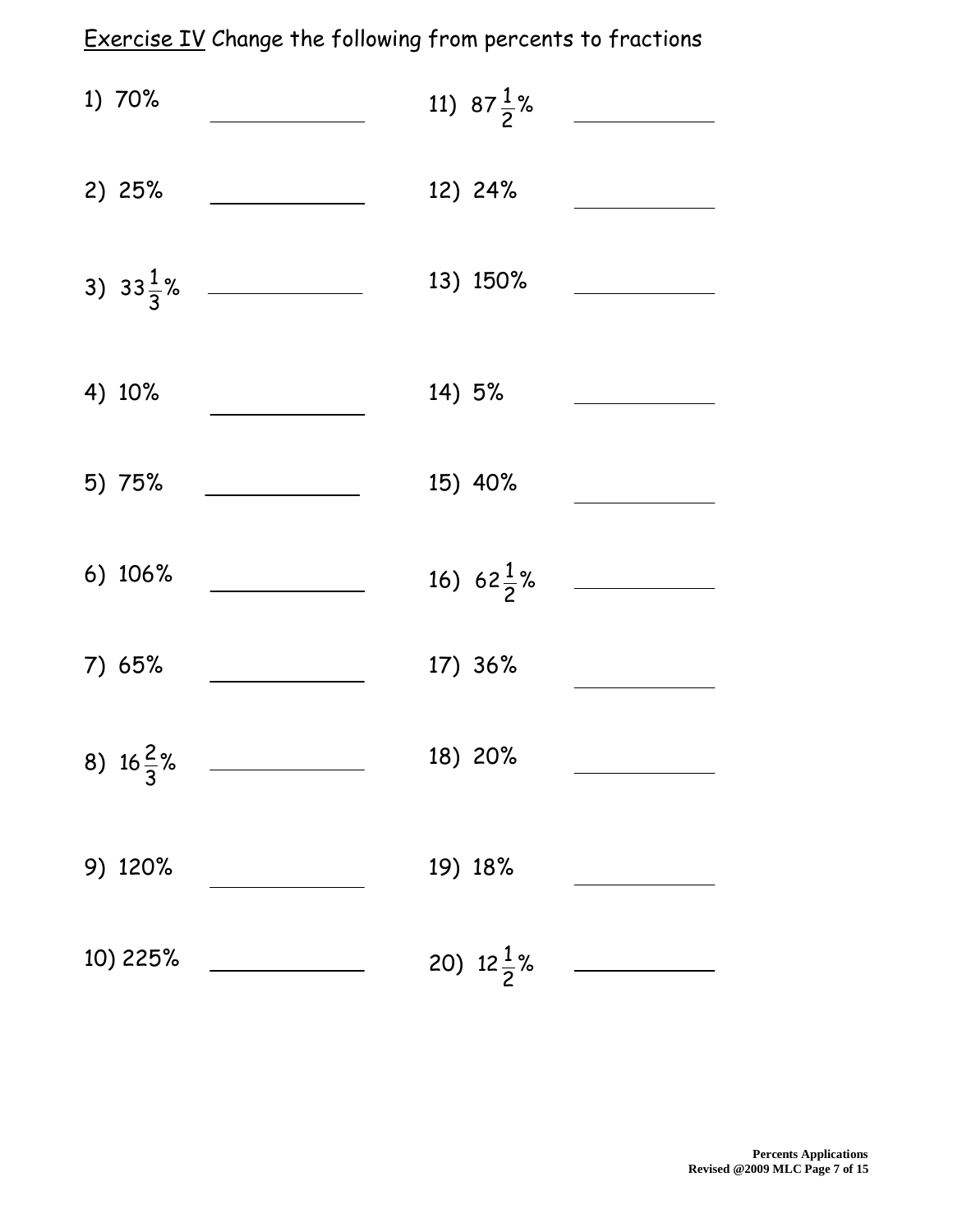Exercise IV Change the following from percents to fractions

1) 70% ____________

2) 25% ____________

3) $33\frac{1}{3}$% ____________

4) 10% ____________

5) 75% ____________

6) 106% ____________

7) 65% ____________

8) $16\frac{2}{3}$% ____________

9) 120% ____________

10) 225% ____________

11) $87\frac{1}{2}$% ____________

12) 24% ____________

13) 150% ____________

14) 5% ____________

15) 40% ____________

16) $62\frac{1}{2}$% ____________

17) 36% ____________

18) 20% ____________

19) 18% ____________

20) $12\frac{1}{2}$% ____________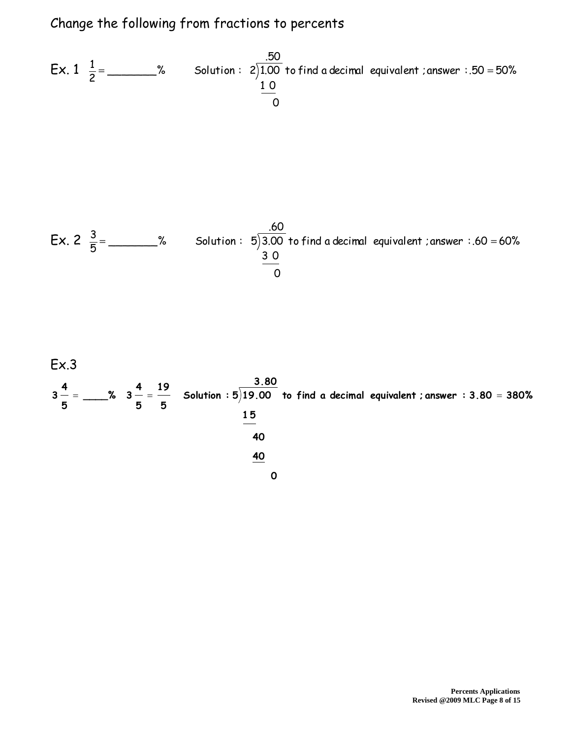Change the following from fractions to percents

Ex. 1 $\frac{1}{2} =$ _______%

Solution: $2\overline{)1.00}$ quotient $.50$ to find a decimal equivalent; answer: $.50 = 50\%$

$$\begin{array}{r} .50 \\ 2\overline{)1.00} \\ \underline{1\;0} \\ 0 \end{array}$$

Ex. 2 $\frac{3}{5} =$ _______%

Solution: $5\overline{)3.00}$ quotient $.60$ to find a decimal equivalent; answer: $.60 = 60\%$

$$\begin{array}{r} .60 \\ 5\overline{)3.00} \\ \underline{3\;0} \\ 0 \end{array}$$

Ex.3

$3\frac{4}{5} =$ ____% $\quad 3\frac{4}{5} = \frac{19}{5}$

**Solution:** $5\overline{)19.00}$ quotient $3.80$ **to find a decimal equivalent; answer: $3.80 = 380\%$**

$$\begin{array}{r} 3.80 \\ 5\overline{)19.00} \\ \underline{15} \\ 40 \\ \underline{40} \\ 0 \end{array}$$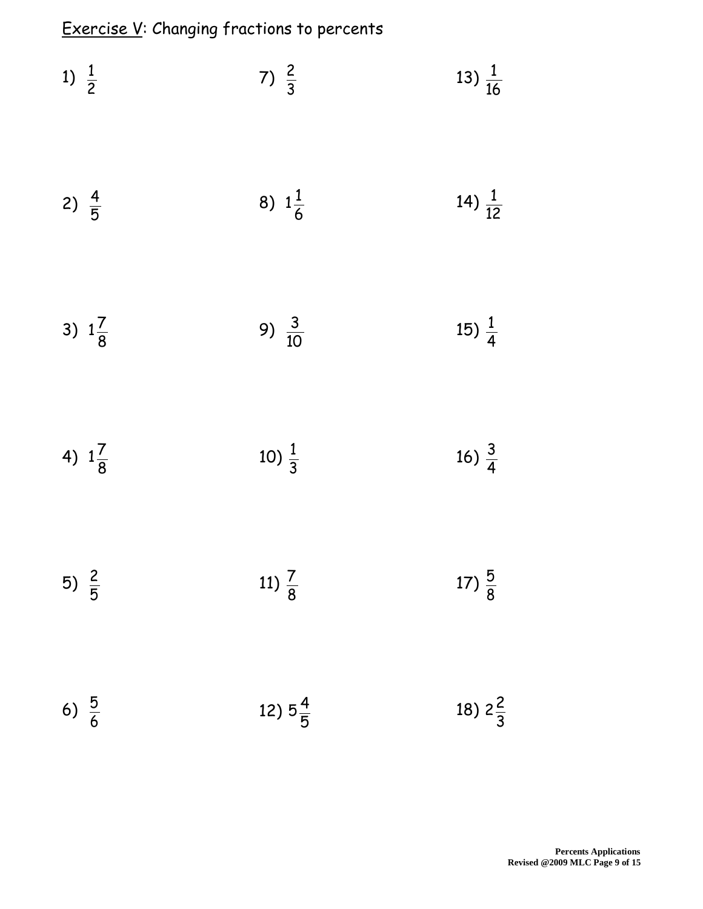Exercise V: Changing fractions to percents

1) $\frac{1}{2}$

2) $\frac{4}{5}$

3) $1\frac{7}{8}$

4) $1\frac{7}{8}$

5) $\frac{2}{5}$

6) $\frac{5}{6}$

7) $\frac{2}{3}$

8) $1\frac{1}{6}$

9) $\frac{3}{10}$

10) $\frac{1}{3}$

11) $\frac{7}{8}$

12) $5\frac{4}{5}$

13) $\frac{1}{16}$

14) $\frac{1}{12}$

15) $\frac{1}{4}$

16) $\frac{3}{4}$

17) $\frac{5}{8}$

18) $2\frac{2}{3}$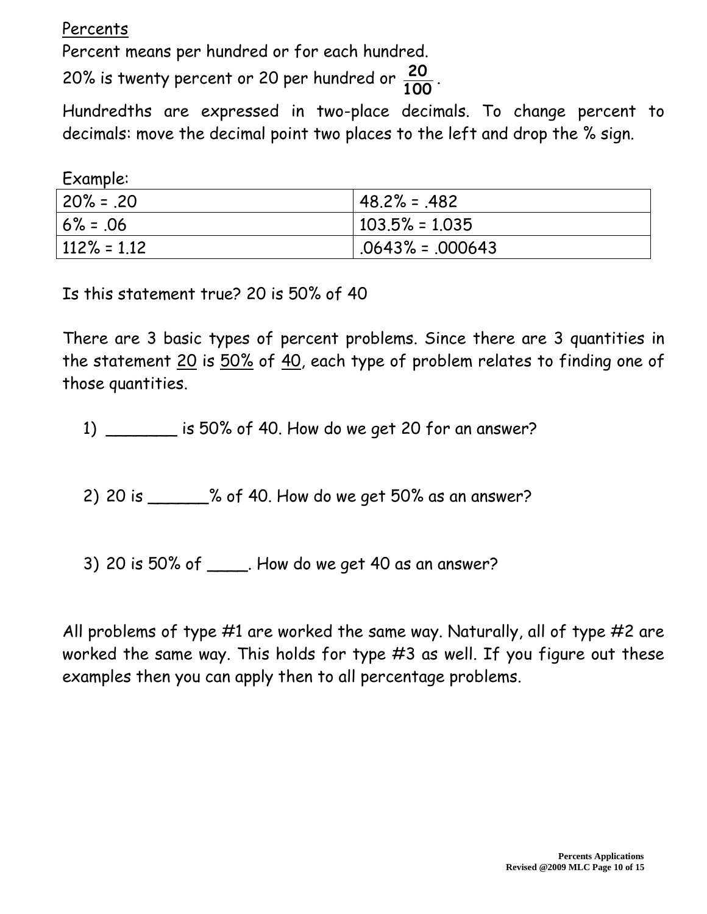Percents

Percent means per hundred or for each hundred.

20% is twenty percent or 20 per hundred or $\frac{20}{100}$.

Hundredths are expressed in two-place decimals. To change percent to decimals: move the decimal point two places to the left and drop the % sign.

Example:

| | |
|---|---|
| 20% = .20 | 48.2% = .482 |
| 6% = .06 | 103.5% = 1.035 |
| 112% = 1.12 | .0643% = .000643 |

Is this statement true? 20 is 50% of 40

There are 3 basic types of percent problems. Since there are 3 quantities in the statement 20 is 50% of 40, each type of problem relates to finding one of those quantities.

1) _______ is 50% of 40. How do we get 20 for an answer?

2) 20 is ______% of 40. How do we get 50% as an answer?

3) 20 is 50% of ____. How do we get 40 as an answer?

All problems of type #1 are worked the same way. Naturally, all of type #2 are worked the same way. This holds for type #3 as well. If you figure out these examples then you can apply then to all percentage problems.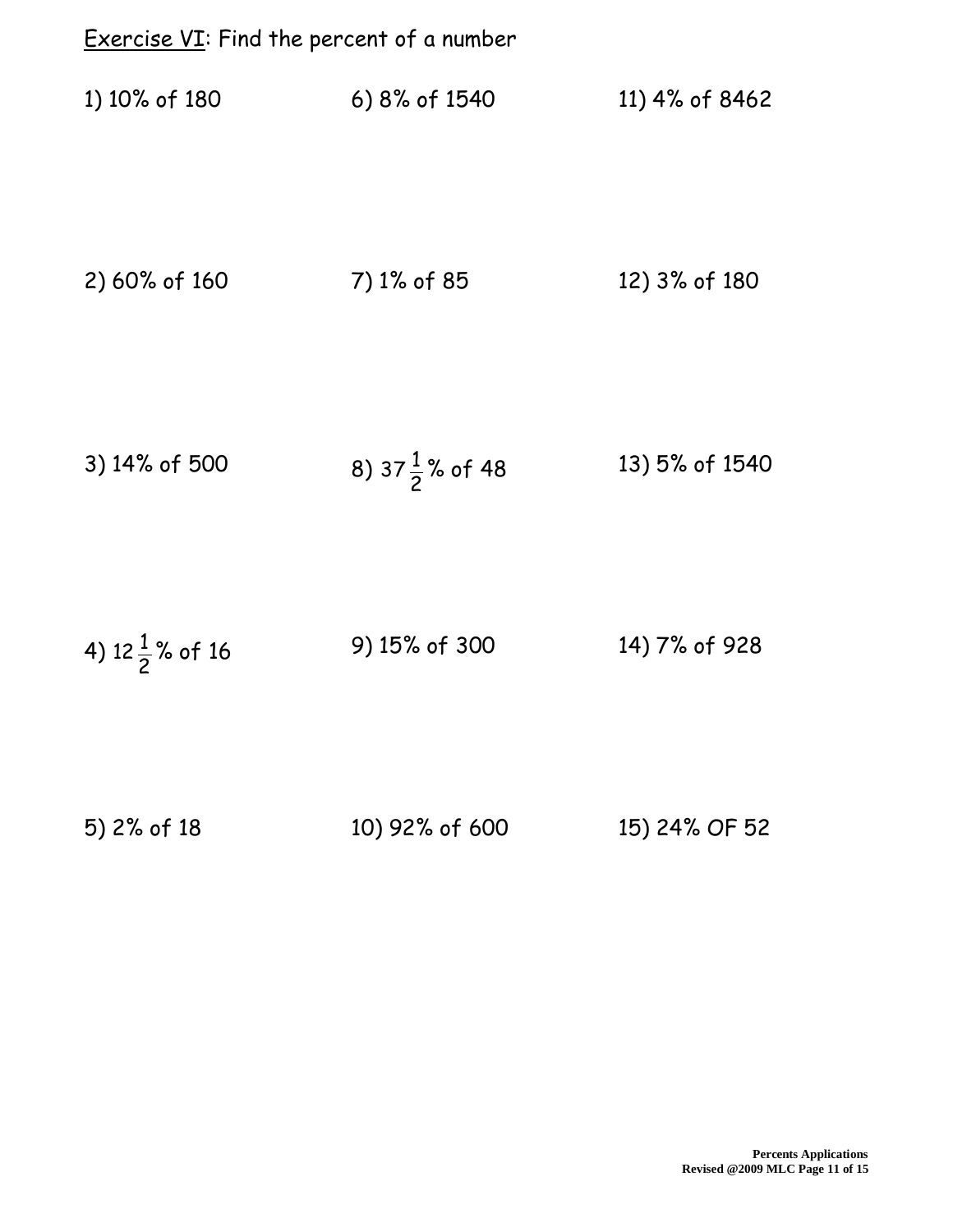Exercise VI: Find the percent of a number

1) 10% of 180

2) 60% of 160

3) 14% of 500

4) $12\frac{1}{2}$% of 16

5) 2% of 18

6) 8% of 1540

7) 1% of 85

8) $37\frac{1}{2}$% of 48

9) 15% of 300

10) 92% of 600

11) 4% of 8462

12) 3% of 180

13) 5% of 1540

14) 7% of 928

15) 24% OF 52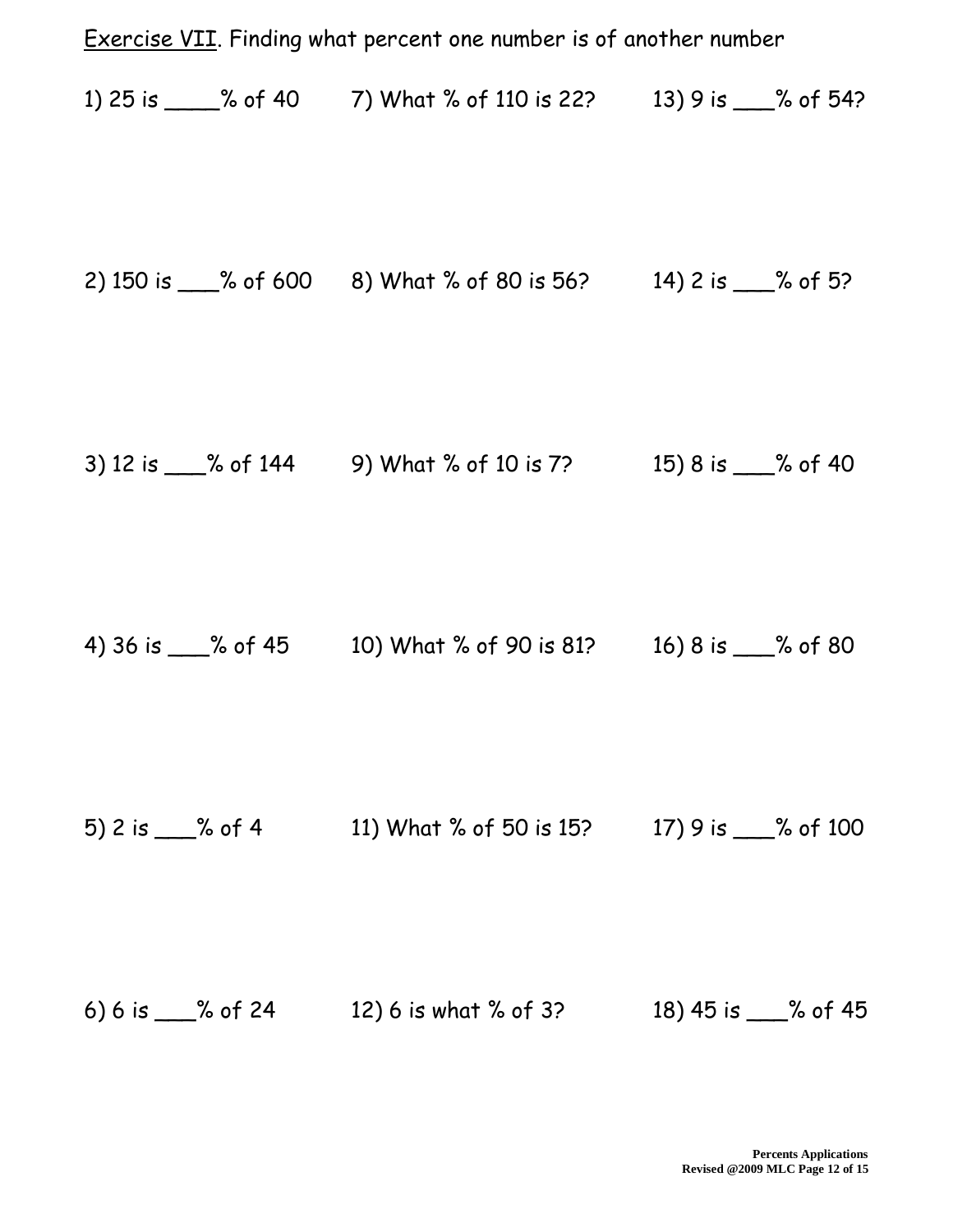<u>Exercise VII</u>. Finding what percent one number is of another number

1) 25 is \_\_\_\_% of 40

2) 150 is \_\_\_% of 600

3) 12 is \_\_\_% of 144

4) 36 is \_\_\_% of 45

5) 2 is \_\_\_% of 4

6) 6 is \_\_\_% of 24

7) What % of 110 is 22?

8) What % of 80 is 56?

9) What % of 10 is 7?

10) What % of 90 is 81?

11) What % of 50 is 15?

12) 6 is what % of 3?

13) 9 is \_\_\_% of 54?

14) 2 is \_\_\_% of 5?

15) 8 is \_\_\_% of 40

16) 8 is \_\_\_% of 80

17) 9 is \_\_\_% of 100

18) 45 is \_\_\_% of 45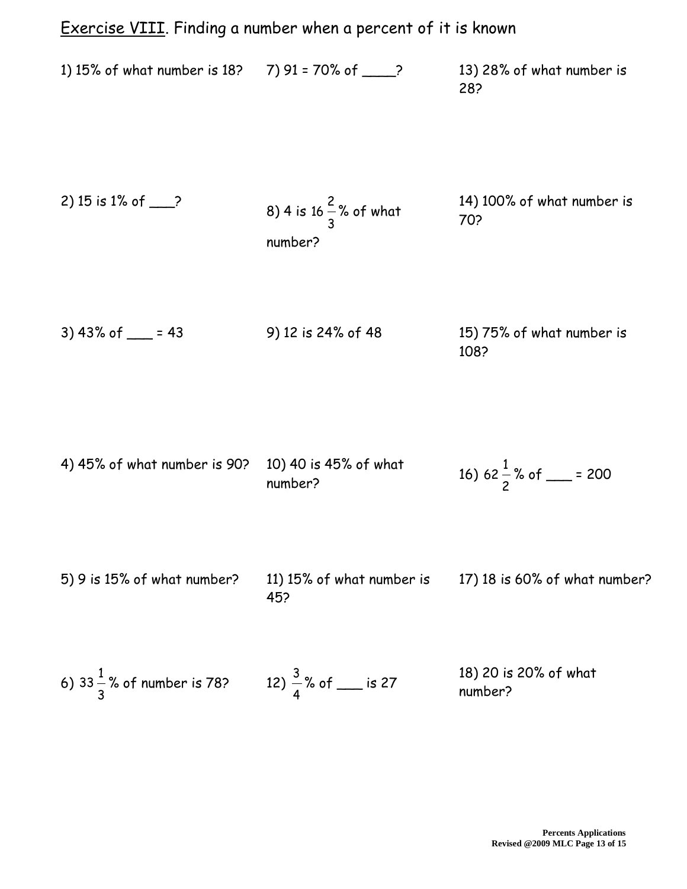Exercise VIII. Finding a number when a percent of it is known

1) 15% of what number is 18?

2) 15 is 1% of ___?

3) 43% of ___ = 43

4) 45% of what number is 90?

5) 9 is 15% of what number?

6) $33\frac{1}{3}$% of number is 78?

7) 91 = 70% of ____?

8) 4 is $16\frac{2}{3}$% of what number?

9) 12 is 24% of 48

10) 40 is 45% of what number?

11) 15% of what number is 45?

12) $\frac{3}{4}$% of ___ is 27

13) 28% of what number is 28?

14) 100% of what number is 70?

15) 75% of what number is 108?

16) $62\frac{1}{2}$% of ___ = 200

17) 18 is 60% of what number?

18) 20 is 20% of what number?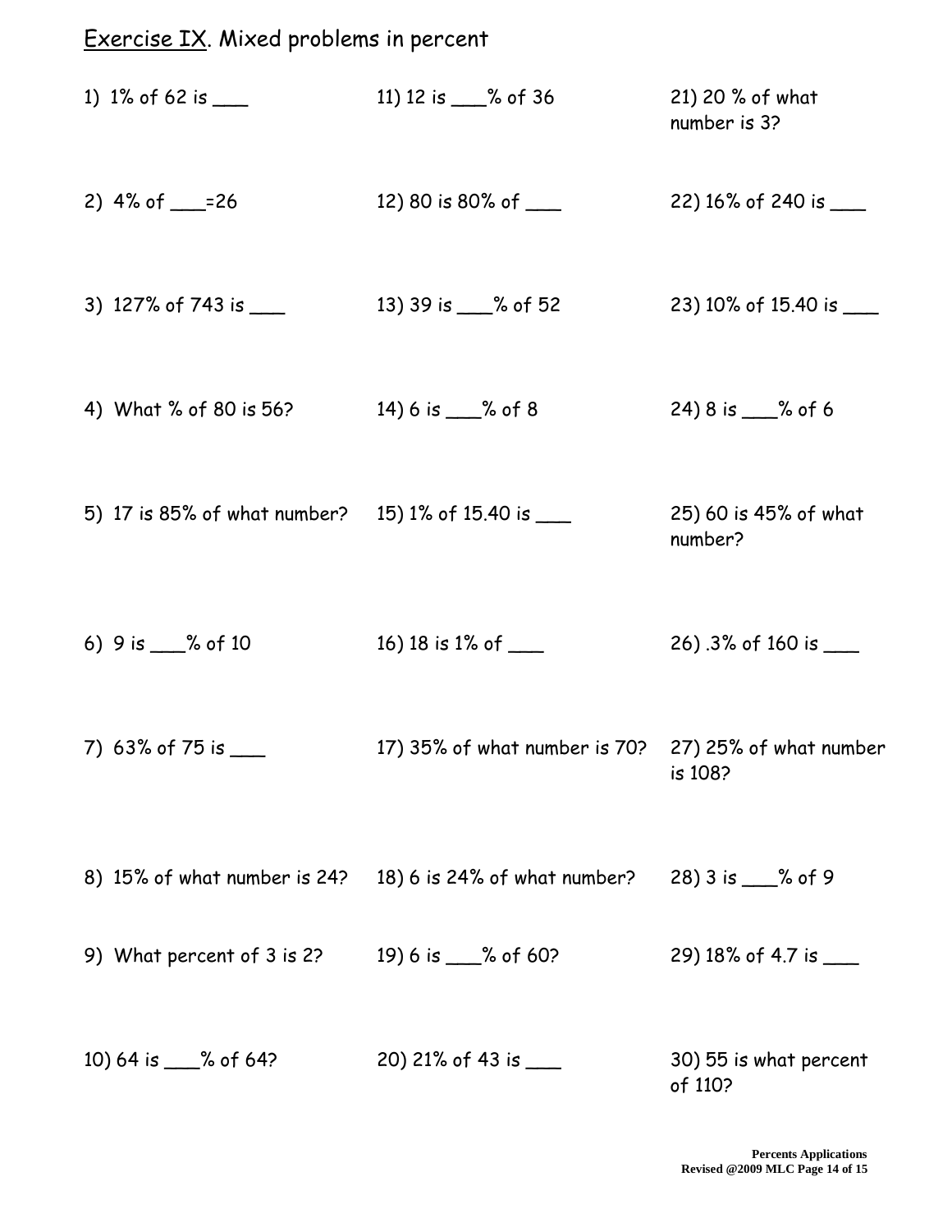Exercise IX. Mixed problems in percent

1) 1% of 62 is ___

2) 4% of ___=26

3) 127% of 743 is ___

4) What % of 80 is 56?

5) 17 is 85% of what number?

6) 9 is ___% of 10

7) 63% of 75 is ___

8) 15% of what number is 24?

9) What percent of 3 is 2?

10) 64 is ___% of 64?

11) 12 is ___% of 36

12) 80 is 80% of ___

13) 39 is ___% of 52

14) 6 is ___% of 8

15) 1% of 15.40 is ___

16) 18 is 1% of ___

17) 35% of what number is 70?

18) 6 is 24% of what number?

19) 6 is ___% of 60?

20) 21% of 43 is ___

21) 20 % of what number is 3?

22) 16% of 240 is ___

23) 10% of 15.40 is ___

24) 8 is ___% of 6

25) 60 is 45% of what number?

26) .3% of 160 is ___

27) 25% of what number is 108?

28) 3 is ___% of 9

29) 18% of 4.7 is ___

30) 55 is what percent of 110?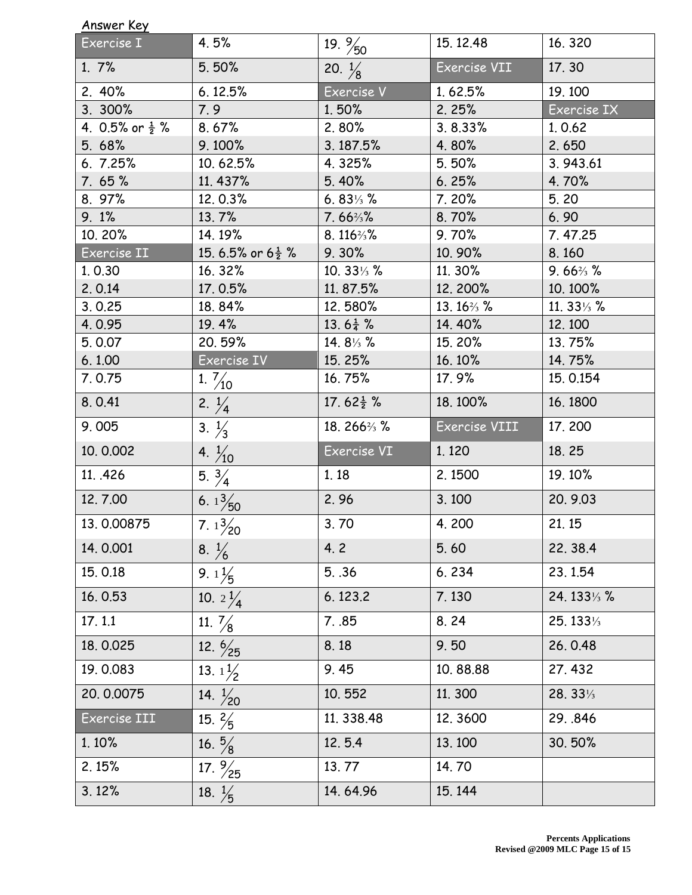Answer Key

| | | | | |
|---|---|---|---|---|
| Exercise I | 4. 5% | 19. $\frac{9}{50}$ | 15. 12.48 | 16. 320 |
| 1. 7% | 5. 50% | 20. $\frac{1}{8}$ | Exercise VII | 17. 30 |
| 2. 40% | 6. 12.5% | Exercise V | 1. 62.5% | 19. 100 |
| 3. 300% | 7. 9 | 1. 50% | 2. 25% | Exercise IX |
| 4. 0.5% or $\frac{1}{2}$ % | 8. 67% | 2. 80% | 3. 8.33% | 1. 0.62 |
| 5. 68% | 9. 100% | 3. 187.5% | 4. 80% | 2. 650 |
| 6. 7.25% | 10. 62.5% | 4. 325% | 5. 50% | 3. 943.61 |
| 7. 65 % | 11. 437% | 5. 40% | 6. 25% | 4. 70% |
| 8. 97% | 12. 0.3% | 6. $83\frac{1}{3}$ % | 7. 20% | 5. 20 |
| 9. 1% | 13. 7% | 7. $66\frac{2}{3}$% | 8. 70% | 6. 90 |
| 10. 20% | 14. 19% | 8. $116\frac{2}{3}$% | 9. 70% | 7. 47.25 |
| Exercise II | 15. 6.5% or $6\frac{1}{2}$ % | 9. 30% | 10. 90% | 8. 160 |
| 1. 0.30 | 16. 32% | 10. $33\frac{1}{3}$ % | 11. 30% | 9. $66\frac{2}{3}$ % |
| 2. 0.14 | 17. 0.5% | 11. 87.5% | 12. 200% | 10. 100% |
| 3. 0.25 | 18. 84% | 12. 580% | 13. $16\frac{2}{3}$ % | 11. $33\frac{1}{3}$ % |
| 4. 0.95 | 19. 4% | 13. $6\frac{1}{4}$ % | 14. 40% | 12. 100 |
| 5. 0.07 | 20. 59% | 14. $8\frac{1}{3}$ % | 15. 20% | 13. 75% |
| 6. 1.00 | Exercise IV | 15. 25% | 16. 10% | 14. 75% |
| 7. 0.75 | 1. $\frac{7}{10}$ | 16. 75% | 17. 9% | 15. 0.154 |
| 8. 0.41 | 2. $\frac{1}{4}$ | 17. $62\frac{1}{2}$ % | 18. 100% | 16. 1800 |
| 9. 005 | 3. $\frac{1}{3}$ | 18. $266\frac{2}{3}$ % | Exercise VIII | 17. 200 |
| 10. 0.002 | 4. $\frac{1}{10}$ | Exercise VI | 1. 120 | 18. 25 |
| 11. .426 | 5. $\frac{3}{4}$ | 1. 18 | 2. 1500 | 19. 10% |
| 12. 7.00 | 6. $1\frac{3}{50}$ | 2. 96 | 3. 100 | 20. 9.03 |
| 13. 0.00875 | 7. $1\frac{3}{20}$ | 3. 70 | 4. 200 | 21. 15 |
| 14. 0.001 | 8. $\frac{1}{6}$ | 4. 2 | 5. 60 | 22. 38.4 |
| 15. 0.18 | 9. $1\frac{1}{5}$ | 5. .36 | 6. 234 | 23. 1.54 |
| 16. 0.53 | 10. $2\frac{1}{4}$ | 6. 123.2 | 7. 130 | 24. $133\frac{1}{3}$ % |
| 17. 1.1 | 11. $\frac{7}{8}$ | 7. .85 | 8. 24 | 25. $133\frac{1}{3}$ |
| 18. 0.025 | 12. $\frac{6}{25}$ | 8. 18 | 9. 50 | 26. 0.48 |
| 19. 0.083 | 13. $1\frac{1}{2}$ | 9. 45 | 10. 88.88 | 27. 432 |
| 20. 0.0075 | 14. $\frac{1}{20}$ | 10. 552 | 11. 300 | 28. $33\frac{1}{3}$ |
| Exercise III | 15. $\frac{2}{5}$ | 11. 338.48 | 12. 3600 | 29. .846 |
| 1. 10% | 16. $\frac{5}{8}$ | 12. 5.4 | 13. 100 | 30. 50% |
| 2. 15% | 17. $\frac{9}{25}$ | 13. 77 | 14. 70 | |
| 3. 12% | 18. $\frac{1}{5}$ | 14. 64.96 | 15. 144 | |

**Percents Applications**
**Revised @2009 MLC**